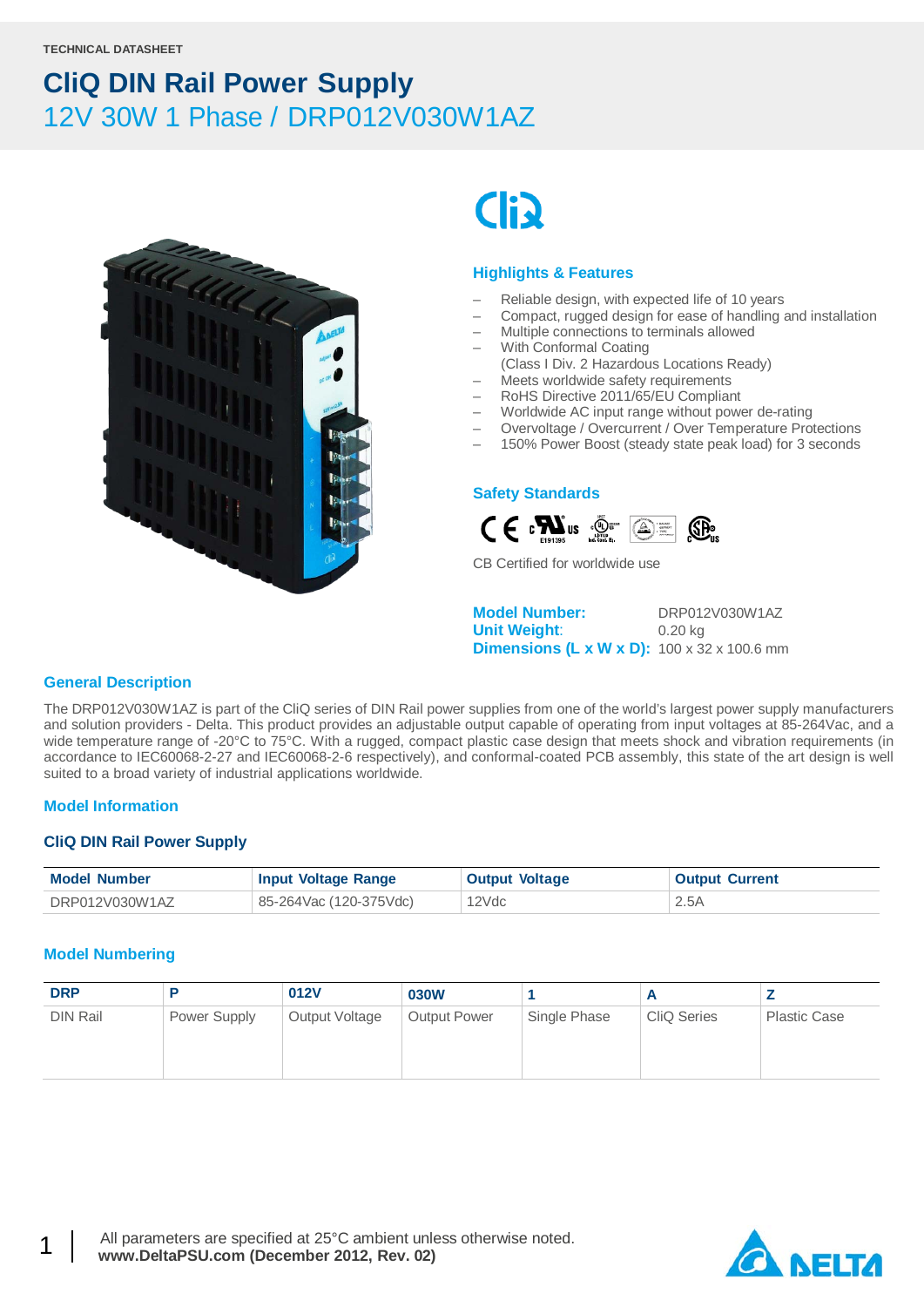TECHNICAL DATASHEET

# CliQ DIN Rail Power Supply

## 12V 30W 1 Phase / DRP012V030W1AZ

### Highlights & Features

- Reliable design, with expected life of 10 years
- Compact, rugged design for ease of handling and installation
- Multiple connections to terminals allowed
- With Conformal Coating
  (Class I Div. 2 Hazardous Locations Ready)
- Meets worldwide safety requirements
- RoHS Directive 2011/65/EU Compliant
- Worldwide AC input range without power de-rating
- Overvoltage / Overcurrent / Over Temperature Protections
- 150% Power Boost (steady state peak load) for 3 seconds

### Safety Standards

CB Certified for worldwide use

**Model Number:** DRP012V030W1AZ
**Unit Weight:** 0.20 kg
**Dimensions (L x W x D):** 100 x 32 x 100.6 mm

### General Description

The DRP012V030W1AZ is part of the CliQ series of DIN Rail power supplies from one of the world's largest power supply manufacturers and solution providers - Delta. This product provides an adjustable output capable of operating from input voltages at 85-264Vac, and a wide temperature range of -20°C to 75°C. With a rugged, compact plastic case design that meets shock and vibration requirements (in accordance to IEC60068-2-27 and IEC60068-2-6 respectively), and conformal-coated PCB assembly, this state of the art design is well suited to a broad variety of industrial applications worldwide.

### Model Information

#### CliQ DIN Rail Power Supply

| Model Number | Input Voltage Range | Output Voltage | Output Current |
|---|---|---|---|
| DRP012V030W1AZ | 85-264Vac (120-375Vdc) | 12Vdc | 2.5A |

### Model Numbering

| DRP | P | 012V | 030W | 1 | A | Z |
|---|---|---|---|---|---|---|
| DIN Rail | Power Supply | Output Voltage | Output Power | Single Phase | CliQ Series | Plastic Case |

All parameters are specified at 25°C ambient unless otherwise noted.
**www.DeltaPSU.com (December 2012, Rev. 02)**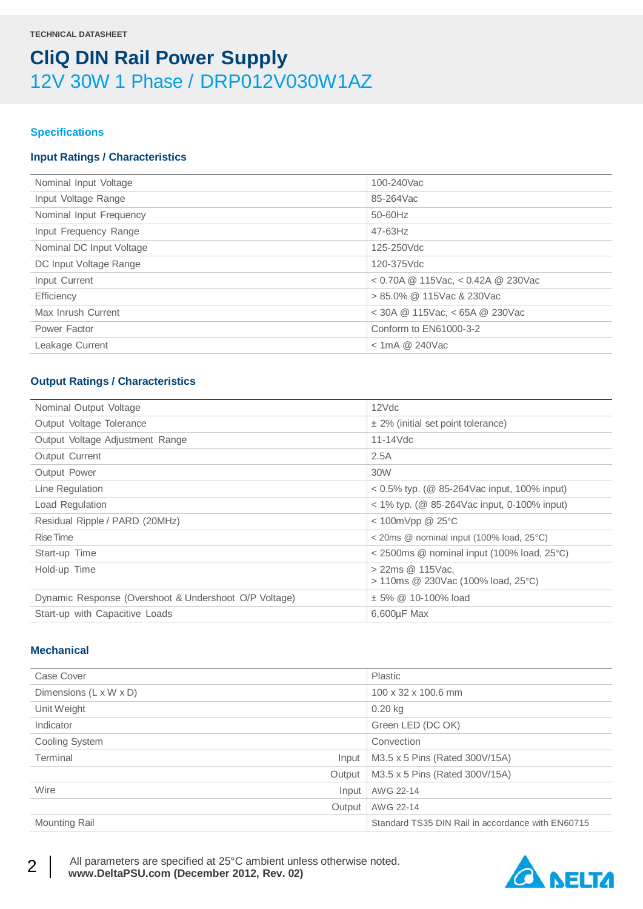TECHNICAL DATASHEET

# CliQ DIN Rail Power Supply

## 12V 30W 1 Phase / DRP012V030W1AZ

### Specifications

#### Input Ratings / Characteristics

| | |
|---|---|
| Nominal Input Voltage | 100-240Vac |
| Input Voltage Range | 85-264Vac |
| Nominal Input Frequency | 50-60Hz |
| Input Frequency Range | 47-63Hz |
| Nominal DC Input Voltage | 125-250Vdc |
| DC Input Voltage Range | 120-375Vdc |
| Input Current | < 0.70A @ 115Vac, < 0.42A @ 230Vac |
| Efficiency | > 85.0% @ 115Vac & 230Vac |
| Max Inrush Current | < 30A @ 115Vac, < 65A @ 230Vac |
| Power Factor | Conform to EN61000-3-2 |
| Leakage Current | < 1mA @ 240Vac |

#### Output Ratings / Characteristics

| | |
|---|---|
| Nominal Output Voltage | 12Vdc |
| Output Voltage Tolerance | ± 2% (initial set point tolerance) |
| Output Voltage Adjustment Range | 11-14Vdc |
| Output Current | 2.5A |
| Output Power | 30W |
| Line Regulation | < 0.5% typ. (@ 85-264Vac input, 100% input) |
| Load Regulation | < 1% typ. (@ 85-264Vac input, 0-100% input) |
| Residual Ripple / PARD (20MHz) | < 100mVpp @ 25°C |
| Rise Time | < 20ms @ nominal input (100% load, 25°C) |
| Start-up Time | < 2500ms @ nominal input (100% load, 25°C) |
| Hold-up Time | > 22ms @ 115Vac,<br>> 110ms @ 230Vac (100% load, 25°C) |
| Dynamic Response (Overshoot & Undershoot O/P Voltage) | ± 5% @ 10-100% load |
| Start-up with Capacitive Loads | 6,600µF Max |

#### Mechanical

| | | |
|---|---|---|
| Case Cover | | Plastic |
| Dimensions (L x W x D) | | 100 x 32 x 100.6 mm |
| Unit Weight | | 0.20 kg |
| Indicator | | Green LED (DC OK) |
| Cooling System | | Convection |
| Terminal | Input | M3.5 x 5 Pins (Rated 300V/15A) |
| | Output | M3.5 x 5 Pins (Rated 300V/15A) |
| Wire | Input | AWG 22-14 |
| | Output | AWG 22-14 |
| Mounting Rail | | Standard TS35 DIN Rail in accordance with EN60715 |

All parameters are specified at 25°C ambient unless otherwise noted.
**www.DeltaPSU.com (December 2012, Rev. 02)**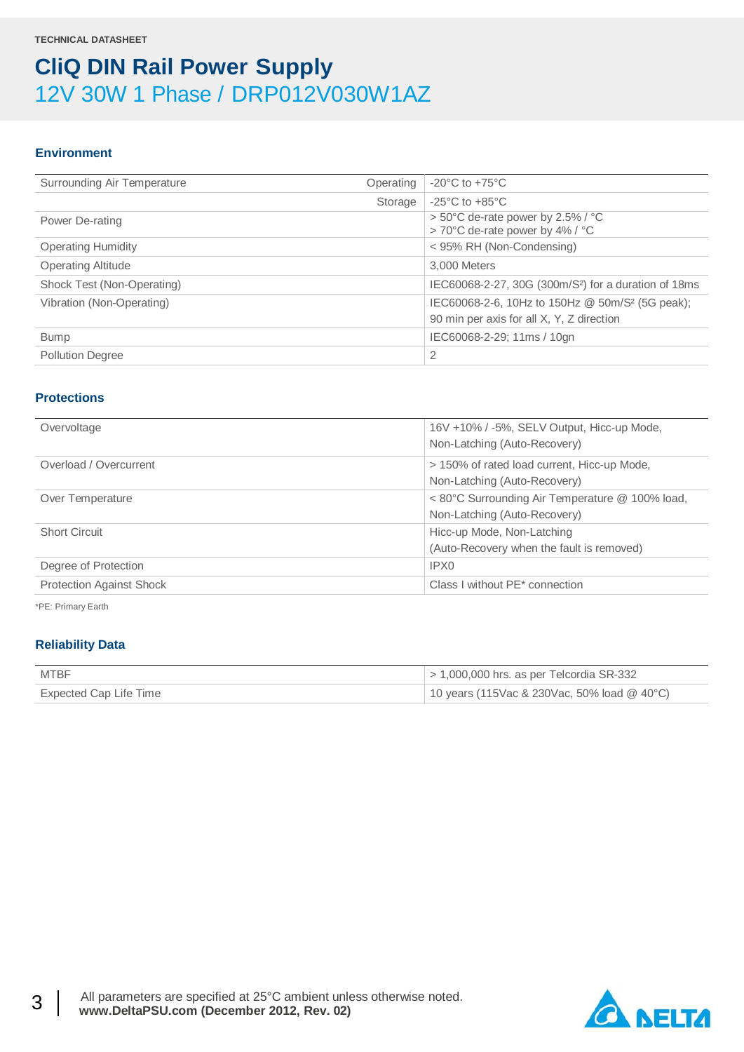TECHNICAL DATASHEET

# CliQ DIN Rail Power Supply

## 12V 30W 1 Phase / DRP012V030W1AZ

### Environment

| | | |
|---|---|---|
| Surrounding Air Temperature | Operating | -20°C to +75°C |
| | Storage | -25°C to +85°C |
| Power De-rating | | > 50°C de-rate power by 2.5% / °C<br>> 70°C de-rate power by 4% / °C |
| Operating Humidity | | < 95% RH (Non-Condensing) |
| Operating Altitude | | 3,000 Meters |
| Shock Test (Non-Operating) | | IEC60068-2-27, 30G (300m/S²) for a duration of 18ms |
| Vibration (Non-Operating) | | IEC60068-2-6, 10Hz to 150Hz @ 50m/S² (5G peak); 90 min per axis for all X, Y, Z direction |
| Bump | | IEC60068-2-29; 11ms / 10gn |
| Pollution Degree | | 2 |

### Protections

| | |
|---|---|
| Overvoltage | 16V +10% / -5%, SELV Output, Hicc-up Mode, Non-Latching (Auto-Recovery) |
| Overload / Overcurrent | > 150% of rated load current, Hicc-up Mode, Non-Latching (Auto-Recovery) |
| Over Temperature | < 80°C Surrounding Air Temperature @ 100% load, Non-Latching (Auto-Recovery) |
| Short Circuit | Hicc-up Mode, Non-Latching (Auto-Recovery when the fault is removed) |
| Degree of Protection | IPX0 |
| Protection Against Shock | Class I without PE* connection |

*PE: Primary Earth

### Reliability Data

| | |
|---|---|
| MTBF | > 1,000,000 hrs. as per Telcordia SR-332 |
| Expected Cap Life Time | 10 years (115Vac & 230Vac, 50% load @ 40°C) |

All parameters are specified at 25°C ambient unless otherwise noted.
**www.DeltaPSU.com (December 2012, Rev. 02)**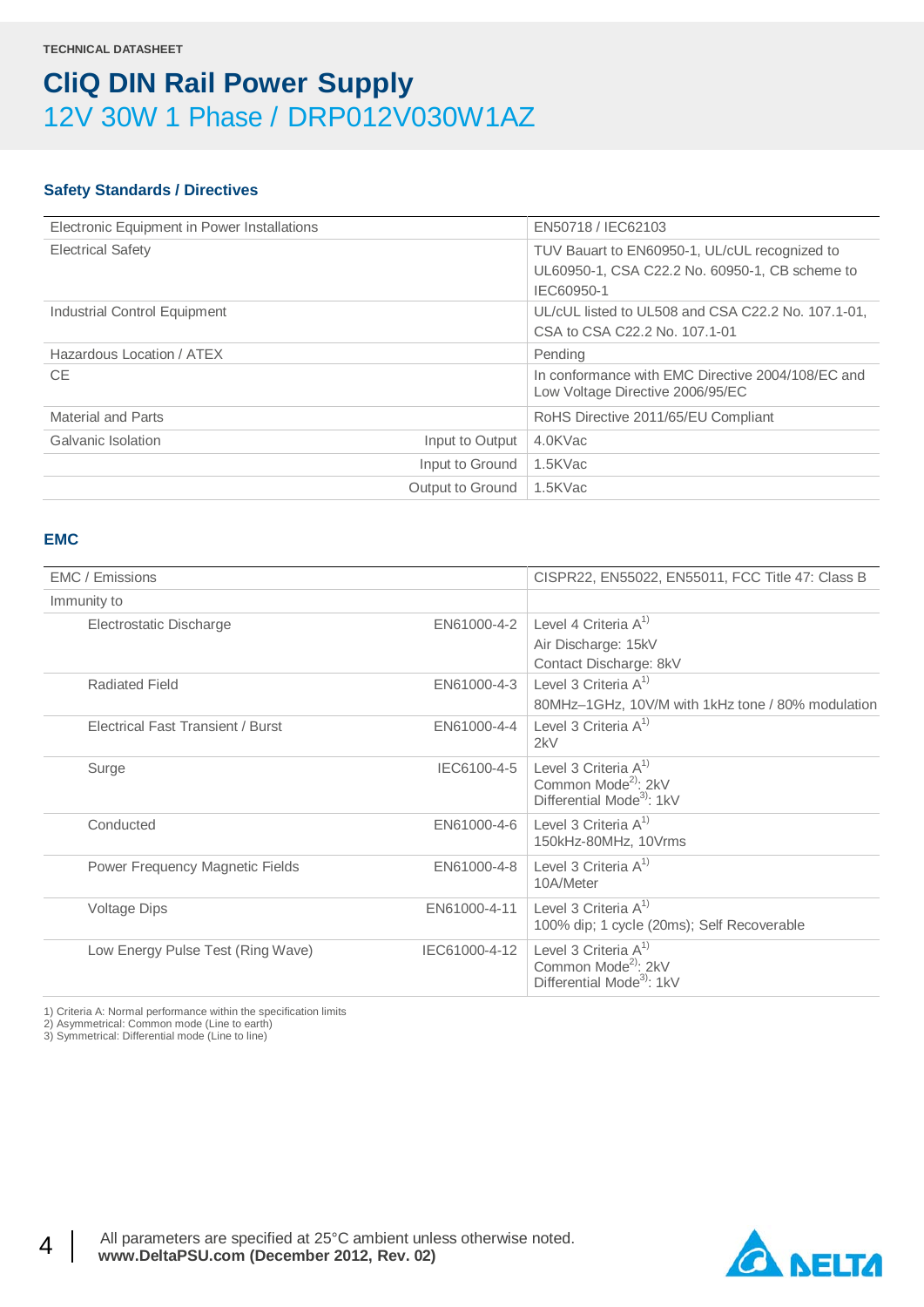TECHNICAL DATASHEET

# CliQ DIN Rail Power Supply

## 12V 30W 1 Phase / DRP012V030W1AZ

### Safety Standards / Directives

| | | |
|---|---|---|
| Electronic Equipment in Power Installations | | EN50718 / IEC62103 |
| Electrical Safety | | TUV Bauart to EN60950-1, UL/cUL recognized to UL60950-1, CSA C22.2 No. 60950-1, CB scheme to IEC60950-1 |
| Industrial Control Equipment | | UL/cUL listed to UL508 and CSA C22.2 No. 107.1-01, CSA to CSA C22.2 No. 107.1-01 |
| Hazardous Location / ATEX | | Pending |
| CE | | In conformance with EMC Directive 2004/108/EC and Low Voltage Directive 2006/95/EC |
| Material and Parts | | RoHS Directive 2011/65/EU Compliant |
| Galvanic Isolation | Input to Output | 4.0KVac |
| | Input to Ground | 1.5KVac |
| | Output to Ground | 1.5KVac |

### EMC

| | | |
|---|---|---|
| EMC / Emissions | | CISPR22, EN55022, EN55011, FCC Title 47: Class B |
| Immunity to | | |
| Electrostatic Discharge | EN61000-4-2 | Level 4 Criteria A[1]<br>Air Discharge: 15kV<br>Contact Discharge: 8kV |
| Radiated Field | EN61000-4-3 | Level 3 Criteria A[1]<br>80MHz–1GHz, 10V/M with 1kHz tone / 80% modulation |
| Electrical Fast Transient / Burst | EN61000-4-4 | Level 3 Criteria A[1]<br>2kV |
| Surge | IEC6100-4-5 | Level 3 Criteria A[1]<br>Common Mode[2]: 2kV<br>Differential Mode[3]: 1kV |
| Conducted | EN61000-4-6 | Level 3 Criteria A[1]<br>150kHz-80MHz, 10Vrms |
| Power Frequency Magnetic Fields | EN61000-4-8 | Level 3 Criteria A[1]<br>10A/Meter |
| Voltage Dips | EN61000-4-11 | Level 3 Criteria A[1]<br>100% dip; 1 cycle (20ms); Self Recoverable |
| Low Energy Pulse Test (Ring Wave) | IEC61000-4-12 | Level 3 Criteria A[1]<br>Common Mode[2]: 2kV<br>Differential Mode[3]: 1kV |

1) Criteria A: Normal performance within the specification limits
2) Asymmetrical: Common mode (Line to earth)
3) Symmetrical: Differential mode (Line to line)

All parameters are specified at 25°C ambient unless otherwise noted.
**www.DeltaPSU.com (December 2012, Rev. 02)**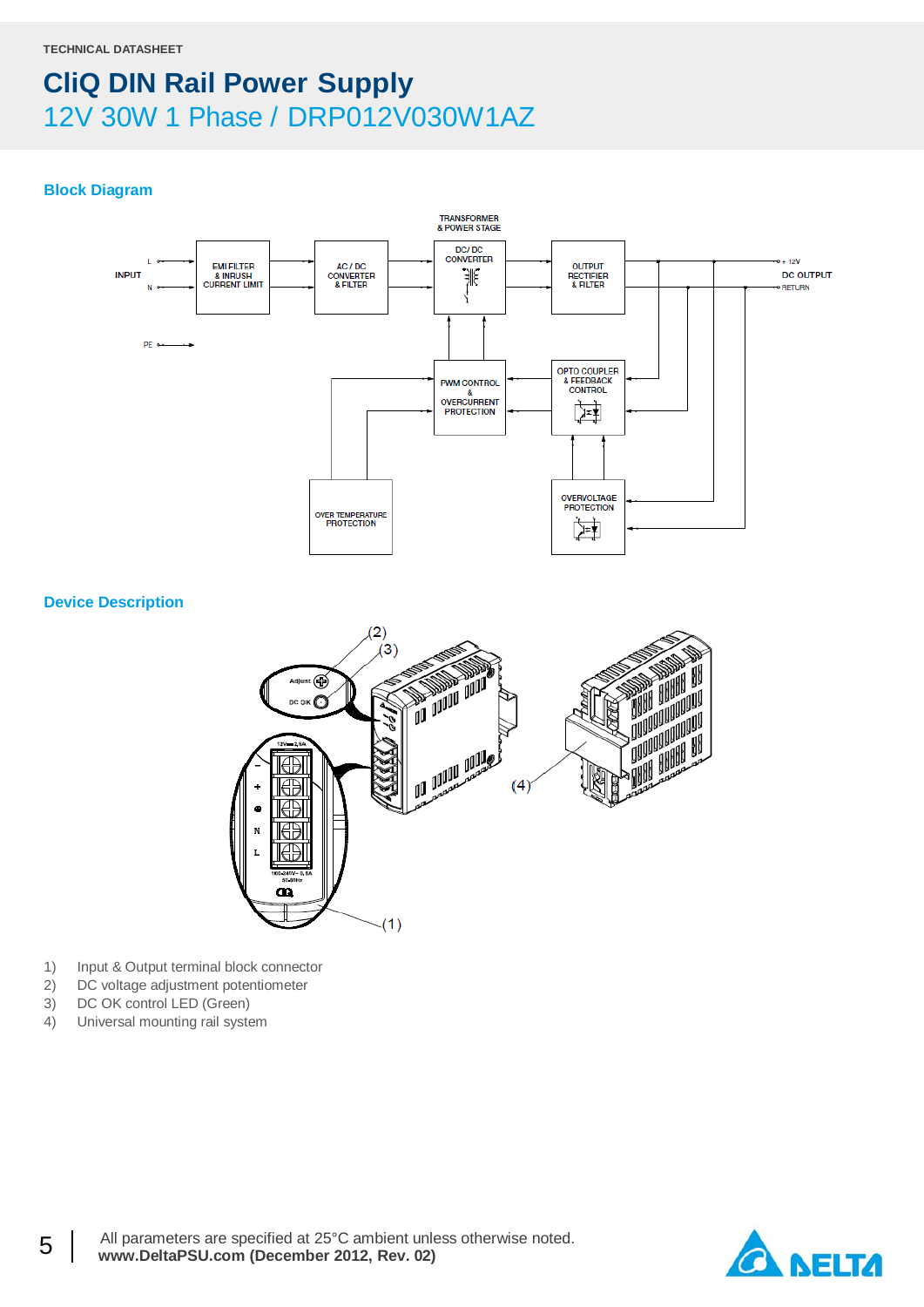TECHNICAL DATASHEET

# CliQ DIN Rail Power Supply

## 12V 30W 1 Phase / DRP012V030W1AZ

### Block Diagram

### Device Description

1) Input & Output terminal block connector
2) DC voltage adjustment potentiometer
3) DC OK control LED (Green)
4) Universal mounting rail system

All parameters are specified at 25°C ambient unless otherwise noted.
**www.DeltaPSU.com (December 2012, Rev. 02)**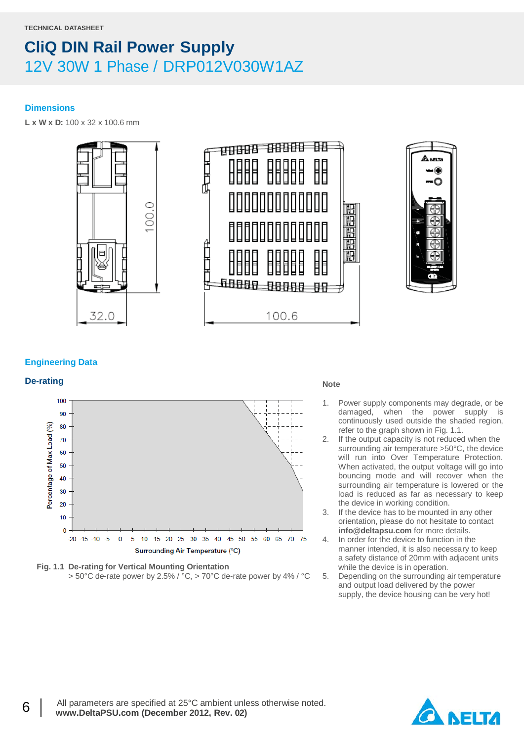TECHNICAL DATASHEET

# CliQ DIN Rail Power Supply

## 12V 30W 1 Phase / DRP012V030W1AZ

### Dimensions

**L x W x D:** 100 x 32 x 100.6 mm

### Engineering Data

#### De-rating

**Fig. 1.1 De-rating for Vertical Mounting Orientation**
> 50°C de-rate power by 2.5% / °C, > 70°C de-rate power by 4% / °C

#### Note

1. Power supply components may degrade, or be damaged, when the power supply is continuously used outside the shaded region, refer to the graph shown in Fig. 1.1.
2. If the output capacity is not reduced when the surrounding air temperature >50°C, the device will run into Over Temperature Protection. When activated, the output voltage will go into bouncing mode and will recover when the surrounding air temperature is lowered or the load is reduced as far as necessary to keep the device in working condition.
3. If the device has to be mounted in any other orientation, please do not hesitate to contact **info@deltapsu.com** for more details.
4. In order for the device to function in the manner intended, it is also necessary to keep a safety distance of 20mm with adjacent units while the device is in operation.
5. Depending on the surrounding air temperature and output load delivered by the power supply, the device housing can be very hot!

All parameters are specified at 25°C ambient unless otherwise noted.
**www.DeltaPSU.com (December 2012, Rev. 02)**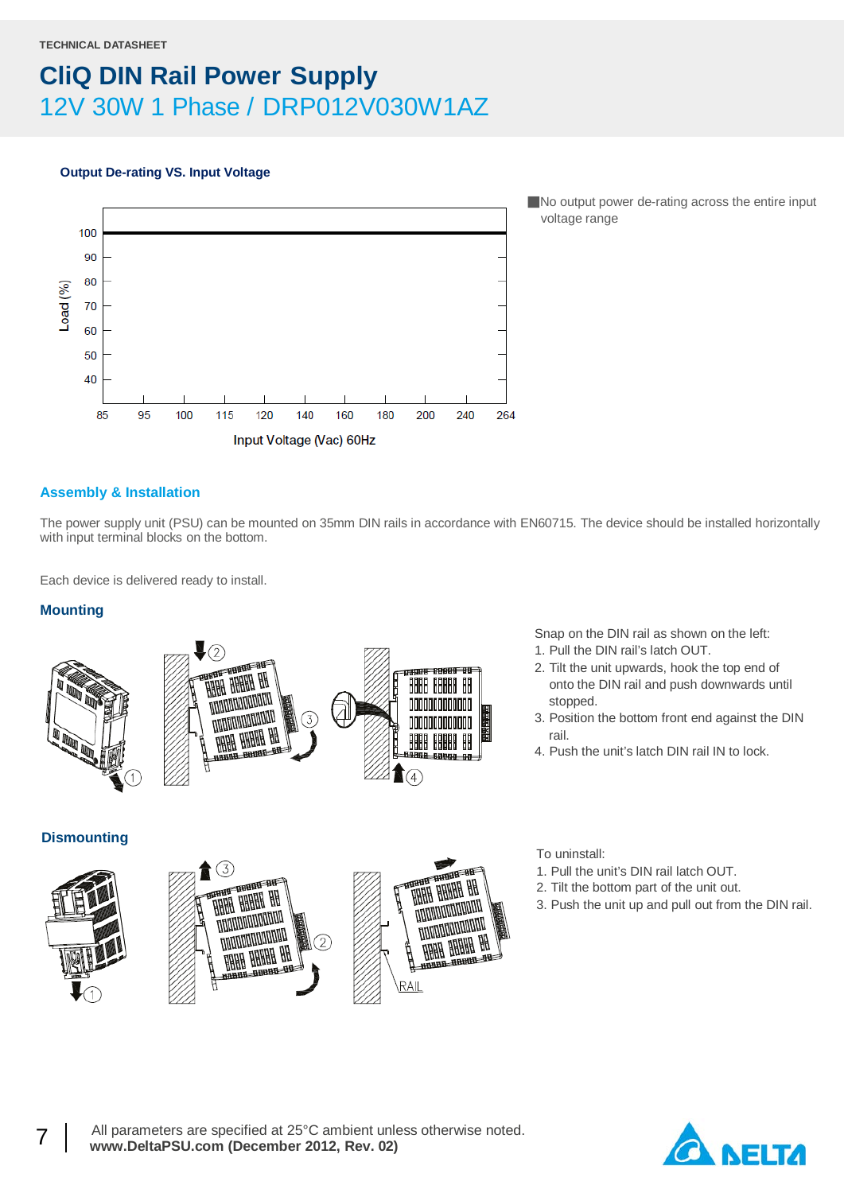TECHNICAL DATASHEET

# CliQ DIN Rail Power Supply

## 12V 30W 1 Phase / DRP012V030W1AZ

### Output De-rating VS. Input Voltage

- No output power de-rating across the entire input voltage range

## Assembly & Installation

The power supply unit (PSU) can be mounted on 35mm DIN rails in accordance with EN60715. The device should be installed horizontally with input terminal blocks on the bottom.

Each device is delivered ready to install.

### Mounting

Snap on the DIN rail as shown on the left:

1. Pull the DIN rail's latch OUT.
2. Tilt the unit upwards, hook the top end of onto the DIN rail and push downwards until stopped.
3. Position the bottom front end against the DIN rail.
4. Push the unit's latch DIN rail IN to lock.

### Dismounting

To uninstall:

1. Pull the unit's DIN rail latch OUT.
2. Tilt the bottom part of the unit out.
3. Push the unit up and pull out from the DIN rail.

All parameters are specified at 25°C ambient unless otherwise noted.
**www.DeltaPSU.com (December 2012, Rev. 02)**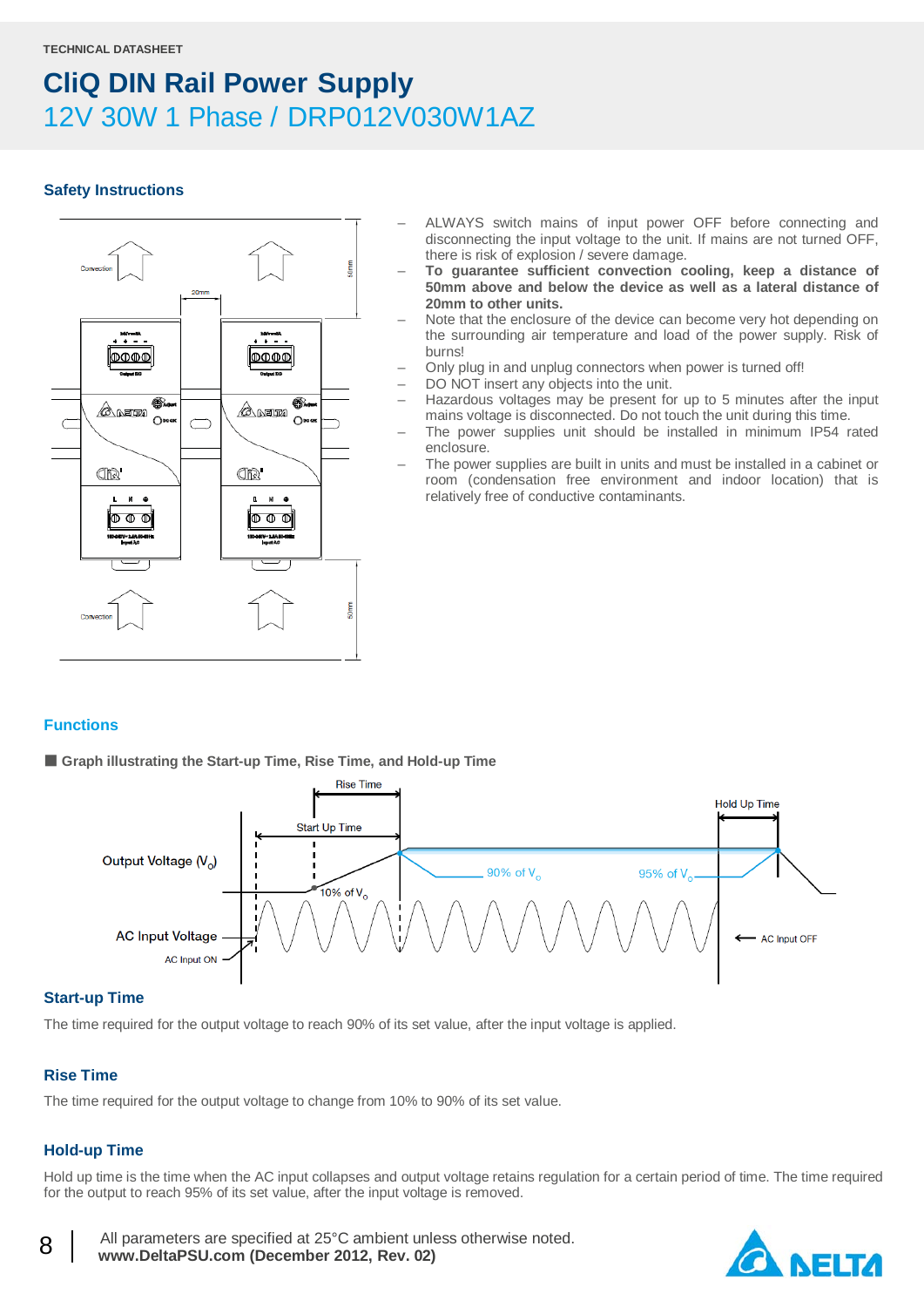TECHNICAL DATASHEET

# CliQ DIN Rail Power Supply

## 12V 30W 1 Phase / DRP012V030W1AZ

### Safety Instructions

- ALWAYS switch mains of input power OFF before connecting and disconnecting the input voltage to the unit. If mains are not turned OFF, there is risk of explosion / severe damage.
- **To guarantee sufficient convection cooling, keep a distance of 50mm above and below the device as well as a lateral distance of 20mm to other units.**
- Note that the enclosure of the device can become very hot depending on the surrounding air temperature and load of the power supply. Risk of burns!
- Only plug in and unplug connectors when power is turned off!
- DO NOT insert any objects into the unit.
- Hazardous voltages may be present for up to 5 minutes after the input mains voltage is disconnected. Do not touch the unit during this time.
- The power supplies unit should be installed in minimum IP54 rated enclosure.
- The power supplies are built in units and must be installed in a cabinet or room (condensation free environment and indoor location) that is relatively free of conductive contaminants.

### Functions

■ **Graph illustrating the Start-up Time, Rise Time, and Hold-up Time**

### Start-up Time

The time required for the output voltage to reach 90% of its set value, after the input voltage is applied.

### Rise Time

The time required for the output voltage to change from 10% to 90% of its set value.

### Hold-up Time

Hold up time is the time when the AC input collapses and output voltage retains regulation for a certain period of time. The time required for the output to reach 95% of its set value, after the input voltage is removed.

All parameters are specified at 25°C ambient unless otherwise noted.
**www.DeltaPSU.com (December 2012, Rev. 02)**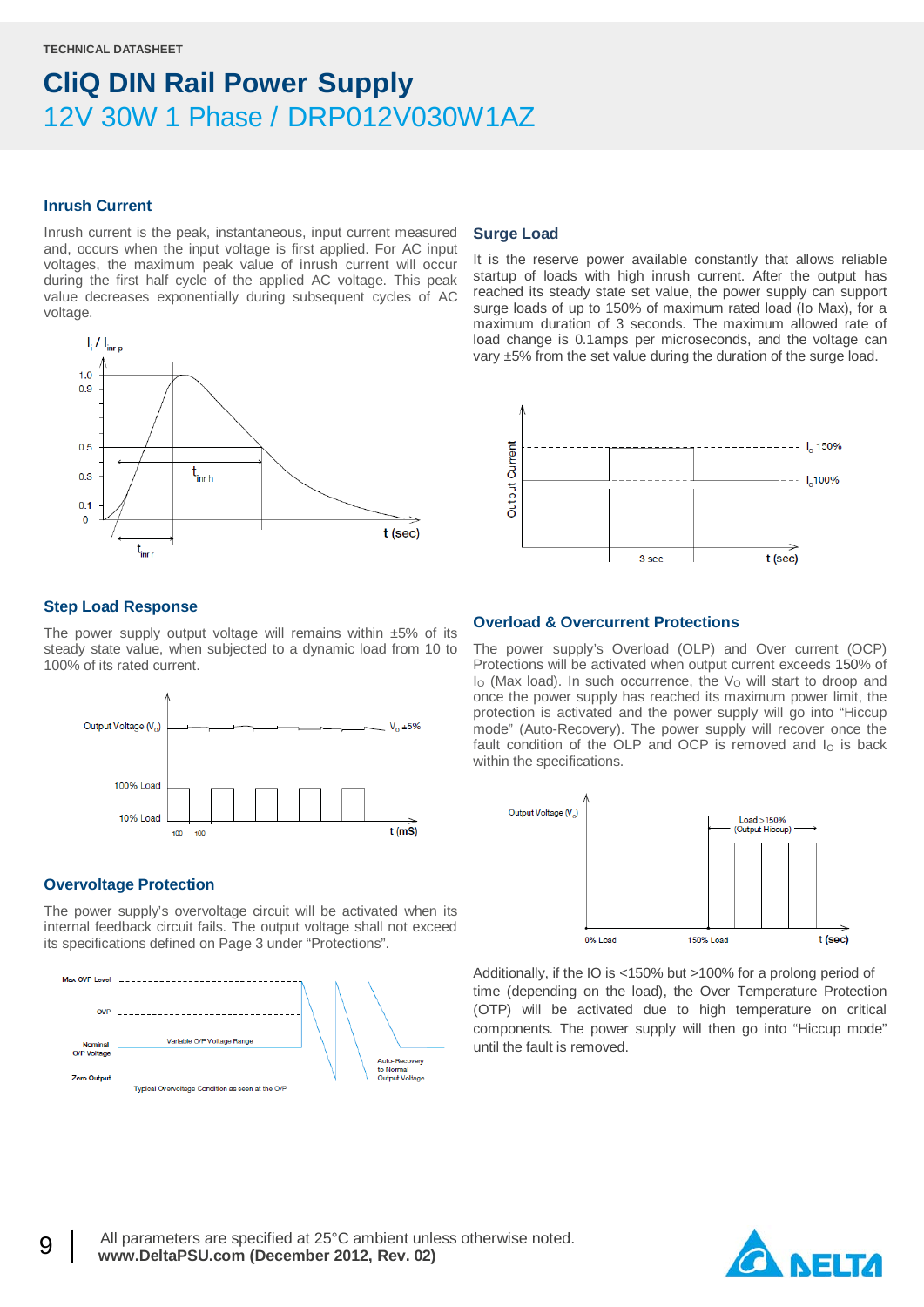TECHNICAL DATASHEET

# CliQ DIN Rail Power Supply

## 12V 30W 1 Phase / DRP012V030W1AZ

### Inrush Current

Inrush current is the peak, instantaneous, input current measured and, occurs when the input voltage is first applied. For AC input voltages, the maximum peak value of inrush current will occur during the first half cycle of the applied AC voltage. This peak value decreases exponentially during subsequent cycles of AC voltage.

### Step Load Response

The power supply output voltage will remains within ±5% of its steady state value, when subjected to a dynamic load from 10 to 100% of its rated current.

### Overvoltage Protection

The power supply's overvoltage circuit will be activated when its internal feedback circuit fails. The output voltage shall not exceed its specifications defined on Page 3 under "Protections".

### Surge Load

It is the reserve power available constantly that allows reliable startup of loads with high inrush current. After the output has reached its steady state set value, the power supply can support surge loads of up to 150% of maximum rated load (Io Max), for a maximum duration of 3 seconds. The maximum allowed rate of load change is 0.1amps per microseconds, and the voltage can vary ±5% from the set value during the duration of the surge load.

### Overload & Overcurrent Protections

The power supply's Overload (OLP) and Over current (OCP) Protections will be activated when output current exceeds 150% of $I_O$ (Max load). In such occurrence, the $V_O$ will start to droop and once the power supply has reached its maximum power limit, the protection is activated and the power supply will go into "Hiccup mode" (Auto-Recovery). The power supply will recover once the fault condition of the OLP and OCP is removed and $I_O$ is back within the specifications.

Additionally, if the IO is <150% but >100% for a prolong period of time (depending on the load), the Over Temperature Protection (OTP) will be activated due to high temperature on critical components. The power supply will then go into "Hiccup mode" until the fault is removed.

All parameters are specified at 25°C ambient unless otherwise noted.
**www.DeltaPSU.com (December 2012, Rev. 02)**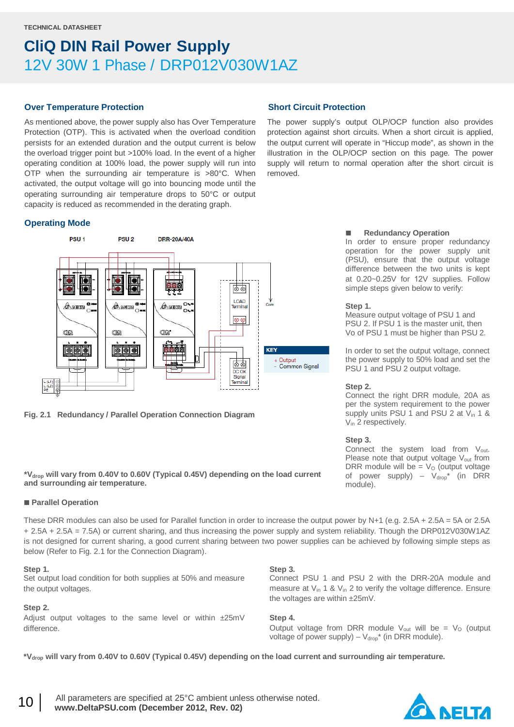TECHNICAL DATASHEET

# CliQ DIN Rail Power Supply

## 12V 30W 1 Phase / DRP012V030W1AZ

### Over Temperature Protection

As mentioned above, the power supply also has Over Temperature Protection (OTP). This is activated when the overload condition persists for an extended duration and the output current is below the overload trigger point but >100% load. In the event of a higher operating condition at 100% load, the power supply will run into OTP when the surrounding air temperature is >80°C. When activated, the output voltage will go into bouncing mode until the operating surrounding air temperature drops to 50°C or output capacity is reduced as recommended in the derating graph.

### Short Circuit Protection

The power supply's output OLP/OCP function also provides protection against short circuits. When a short circuit is applied, the output current will operate in "Hiccup mode", as shown in the illustration in the OLP/OCP section on this page. The power supply will return to normal operation after the short circuit is removed.

### Operating Mode

Fig. 2.1 Redundancy / Parallel Operation Connection Diagram

**\*$V_{drop}$ will vary from 0.40V to 0.60V (Typical 0.45V) depending on the load current and surrounding air temperature.**

■ **Redundancy Operation**

In order to ensure proper redundancy operation for the power supply unit (PSU), ensure that the output voltage difference between the two units is kept at 0.20~0.25V for 12V supplies. Follow simple steps given below to verify:

**Step 1.**
Measure output voltage of PSU 1 and PSU 2. If PSU 1 is the master unit, then Vo of PSU 1 must be higher than PSU 2.

In order to set the output voltage, connect the power supply to 50% load and set the PSU 1 and PSU 2 output voltage.

**Step 2.**
Connect the right DRR module, 20A as per the system requirement to the power supply units PSU 1 and PSU 2 at $V_{in}$ 1 & $V_{in}$ 2 respectively.

**Step 3.**
Connect the system load from $V_{out}$. Please note that output voltage $V_{out}$ from DRR module will be = $V_O$ (output voltage of power supply) – $V_{drop}$* (in DRR module).

■ **Parallel Operation**

These DRR modules can also be used for Parallel function in order to increase the output power by N+1 (e.g. 2.5A + 2.5A = 5A or 2.5A + 2.5A + 2.5A = 7.5A) or current sharing, and thus increasing the power supply and system reliability. Though the DRP012V030W1AZ is not designed for current sharing, a good current sharing between two power supplies can be achieved by following simple steps as below (Refer to Fig. 2.1 for the Connection Diagram).

**Step 1.**
Set output load condition for both supplies at 50% and measure the output voltages.

**Step 2.**
Adjust output voltages to the same level or within ±25mV difference.

**Step 3.**
Connect PSU 1 and PSU 2 with the DRR-20A module and measure at $V_{in}$ 1 & $V_{in}$ 2 to verify the voltage difference. Ensure the voltages are within ±25mV.

**Step 4.**
Output voltage from DRR module $V_{out}$ will be = $V_O$ (output voltage of power supply) – $V_{drop}$* (in DRR module).

**\*$V_{drop}$ will vary from 0.40V to 0.60V (Typical 0.45V) depending on the load current and surrounding air temperature.**

All parameters are specified at 25°C ambient unless otherwise noted.
**www.DeltaPSU.com (December 2012, Rev. 02)**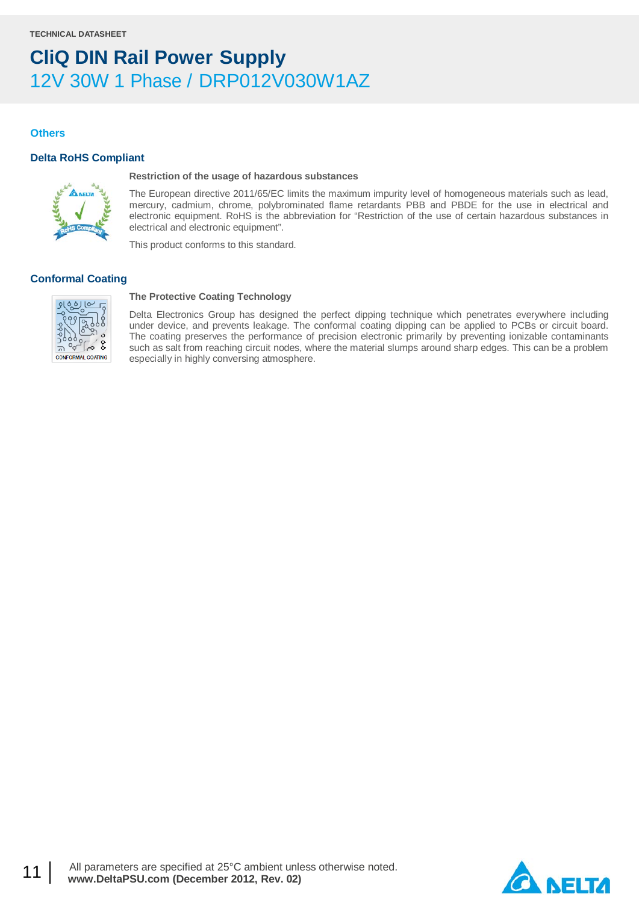## Others

### Delta RoHS Compliant

**Restriction of the usage of hazardous substances**

The European directive 2011/65/EC limits the maximum impurity level of homogeneous materials such as lead, mercury, cadmium, chrome, polybrominated flame retardants PBB and PBDE for the use in electrical and electronic equipment. RoHS is the abbreviation for “Restriction of the use of certain hazardous substances in electrical and electronic equipment”.

This product conforms to this standard.

### Conformal Coating

**The Protective Coating Technology**

Delta Electronics Group has designed the perfect dipping technique which penetrates everywhere including under device, and prevents leakage. The conformal coating dipping can be applied to PCBs or circuit board. The coating preserves the performance of precision electronic primarily by preventing ionizable contaminants such as salt from reaching circuit nodes, where the material slumps around sharp edges. This can be a problem especially in highly conversing atmosphere.